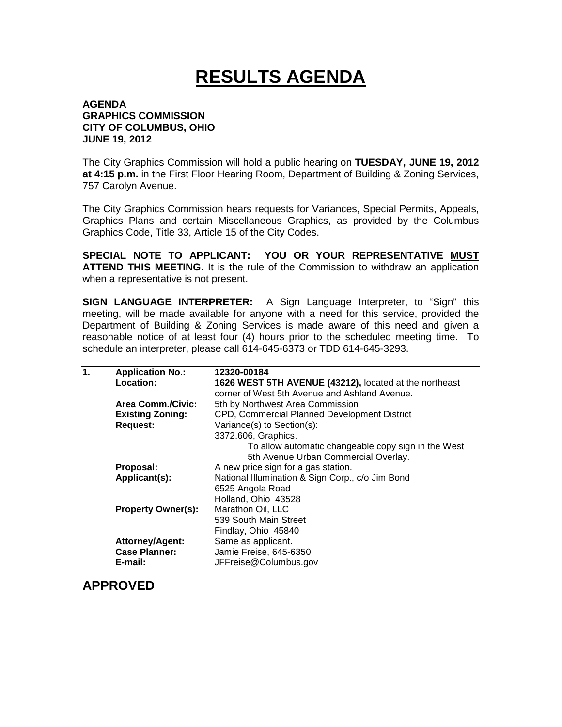# RESULTS AGENDA

**AGENDA**
**GRAPHICS COMMISSION**
**CITY OF COLUMBUS, OHIO**
**JUNE 19, 2012**

The City Graphics Commission will hold a public hearing on **TUESDAY, JUNE 19, 2012 at 4:15 p.m.** in the First Floor Hearing Room, Department of Building & Zoning Services, 757 Carolyn Avenue.

The City Graphics Commission hears requests for Variances, Special Permits, Appeals, Graphics Plans and certain Miscellaneous Graphics, as provided by the Columbus Graphics Code, Title 33, Article 15 of the City Codes.

**SPECIAL NOTE TO APPLICANT: YOU OR YOUR REPRESENTATIVE MUST ATTEND THIS MEETING.** It is the rule of the Commission to withdraw an application when a representative is not present.

**SIGN LANGUAGE INTERPRETER:** A Sign Language Interpreter, to "Sign" this meeting, will be made available for anyone with a need for this service, provided the Department of Building & Zoning Services is made aware of this need and given a reasonable notice of at least four (4) hours prior to the scheduled meeting time. To schedule an interpreter, please call 614-645-6373 or TDD 614-645-3293.

---

**1.**

**Application No.:** 12320-00184
**Location:** **1626 WEST 5TH AVENUE (43212),** located at the northeast corner of West 5th Avenue and Ashland Avenue.
**Area Comm./Civic:** 5th by Northwest Area Commission
**Existing Zoning:** CPD, Commercial Planned Development District
**Request:** Variance(s) to Section(s):
3372.606, Graphics.
To allow automatic changeable copy sign in the West 5th Avenue Urban Commercial Overlay.
**Proposal:** A new price sign for a gas station.
**Applicant(s):** National Illumination & Sign Corp., c/o Jim Bond
6525 Angola Road
Holland, Ohio 43528
**Property Owner(s):** Marathon Oil, LLC
539 South Main Street
Findlay, Ohio 45840
**Attorney/Agent:** Same as applicant.
**Case Planner:** Jamie Freise, 645-6350
**E-mail:** JFFreise@Columbus.gov

## APPROVED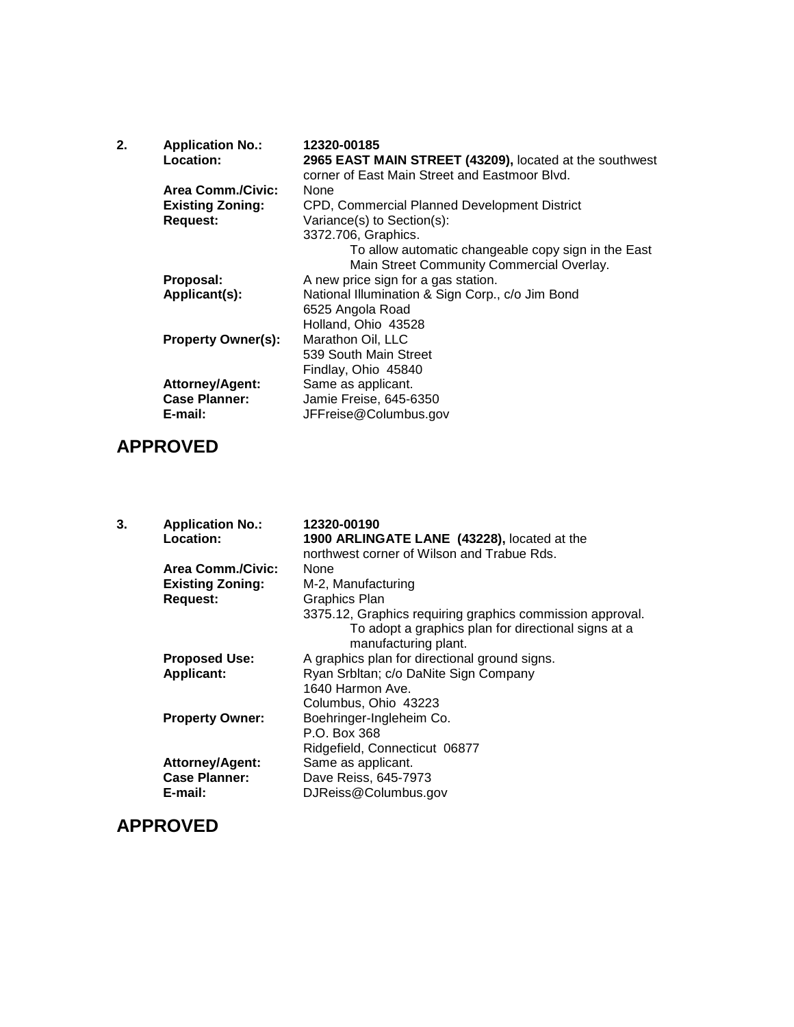**2.** **Application No.:** **12320-00185**

**Location:** **2965 EAST MAIN STREET (43209),** located at the southwest corner of East Main Street and Eastmoor Blvd.

**Area Comm./Civic:** None

**Existing Zoning:** CPD, Commercial Planned Development District

**Request:** Variance(s) to Section(s):
3372.706, Graphics.
To allow automatic changeable copy sign in the East Main Street Community Commercial Overlay.

**Proposal:** A new price sign for a gas station.

**Applicant(s):** National Illumination & Sign Corp., c/o Jim Bond
6525 Angola Road
Holland, Ohio 43528

**Property Owner(s):** Marathon Oil, LLC
539 South Main Street
Findlay, Ohio 45840

**Attorney/Agent:** Same as applicant.

**Case Planner:** Jamie Freise, 645-6350

**E-mail:** JFFreise@Columbus.gov

## APPROVED

**3.** **Application No.:** **12320-00190**

**Location:** **1900 ARLINGATE LANE (43228),** located at the northwest corner of Wilson and Trabue Rds.

**Area Comm./Civic:** None

**Existing Zoning:** M-2, Manufacturing

**Request:** Graphics Plan
3375.12, Graphics requiring graphics commission approval.
To adopt a graphics plan for directional signs at a manufacturing plant.

**Proposed Use:** A graphics plan for directional ground signs.

**Applicant:** Ryan Srbltan; c/o DaNite Sign Company
1640 Harmon Ave.
Columbus, Ohio 43223

**Property Owner:** Boehringer-Ingleheim Co.
P.O. Box 368
Ridgefield, Connecticut 06877

**Attorney/Agent:** Same as applicant.

**Case Planner:** Dave Reiss, 645-7973

**E-mail:** DJReiss@Columbus.gov

## APPROVED